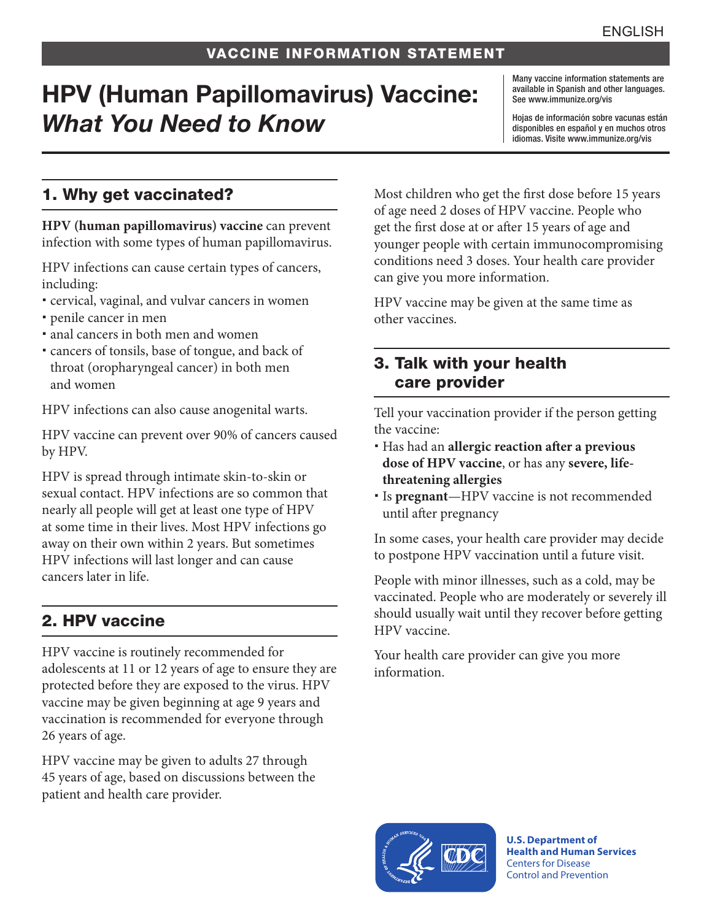ENGLISH

**VACCINE INFORMATION STATEMENT**

# HPV (Human Papillomavirus) Vaccine: *What You Need to Know*

Many vaccine information statements are available in Spanish and other languages. See www.immunize.org/vis

Hojas de información sobre vacunas están disponibles en español y en muchos otros idiomas. Visite www.immunize.org/vis

## 1. Why get vaccinated?

**HPV (human papillomavirus) vaccine** can prevent infection with some types of human papillomavirus.

HPV infections can cause certain types of cancers, including:

- cervical, vaginal, and vulvar cancers in women
- penile cancer in men
- anal cancers in both men and women
- cancers of tonsils, base of tongue, and back of throat (oropharyngeal cancer) in both men and women

HPV infections can also cause anogenital warts.

HPV vaccine can prevent over 90% of cancers caused by HPV.

HPV is spread through intimate skin-to-skin or sexual contact. HPV infections are so common that nearly all people will get at least one type of HPV at some time in their lives. Most HPV infections go away on their own within 2 years. But sometimes HPV infections will last longer and can cause cancers later in life.

## 2. HPV vaccine

HPV vaccine is routinely recommended for adolescents at 11 or 12 years of age to ensure they are protected before they are exposed to the virus. HPV vaccine may be given beginning at age 9 years and vaccination is recommended for everyone through 26 years of age.

HPV vaccine may be given to adults 27 through 45 years of age, based on discussions between the patient and health care provider.

Most children who get the first dose before 15 years of age need 2 doses of HPV vaccine. People who get the first dose at or after 15 years of age and younger people with certain immunocompromising conditions need 3 doses. Your health care provider can give you more information.

HPV vaccine may be given at the same time as other vaccines.

## 3. Talk with your health care provider

Tell your vaccination provider if the person getting the vaccine:

- Has had an **allergic reaction after a previous dose of HPV vaccine**, or has any **severe, life-threatening allergies**
- Is **pregnant**—HPV vaccine is not recommended until after pregnancy

In some cases, your health care provider may decide to postpone HPV vaccination until a future visit.

People with minor illnesses, such as a cold, may be vaccinated. People who are moderately or severely ill should usually wait until they recover before getting HPV vaccine.

Your health care provider can give you more information.

**U.S. Department of Health and Human Services**
Centers for Disease Control and Prevention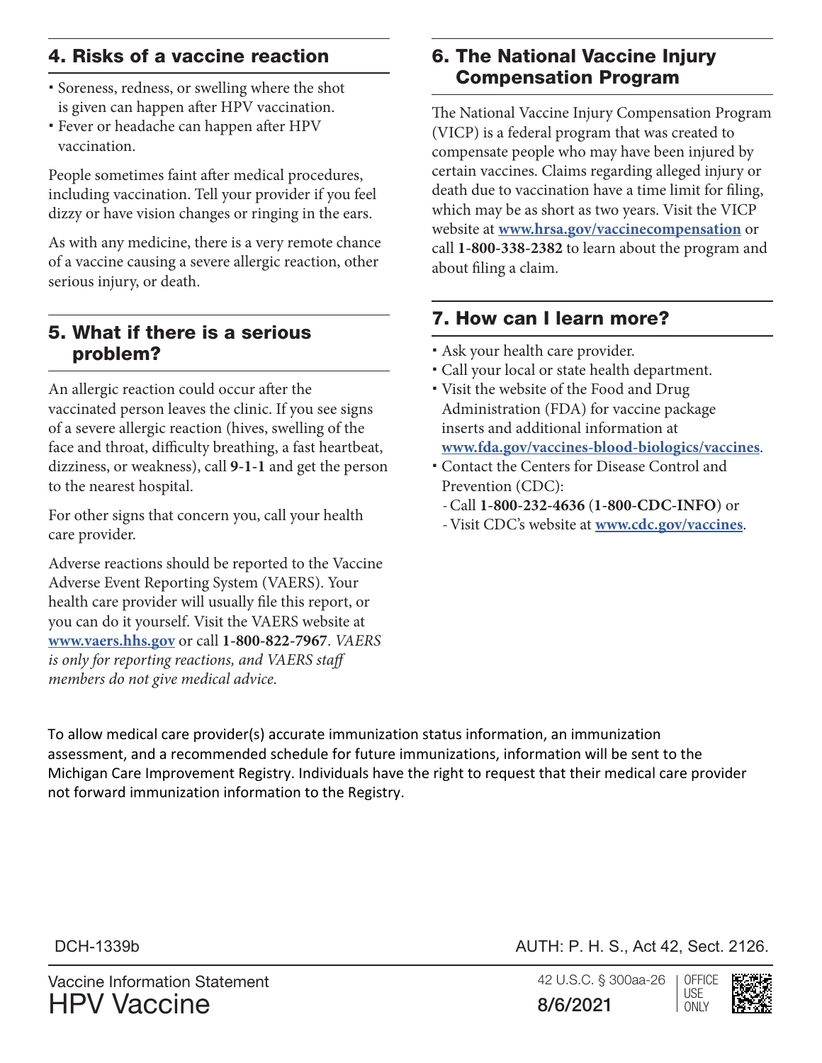## 4. Risks of a vaccine reaction

- Soreness, redness, or swelling where the shot is given can happen after HPV vaccination.
- Fever or headache can happen after HPV vaccination.

People sometimes faint after medical procedures, including vaccination. Tell your provider if you feel dizzy or have vision changes or ringing in the ears.

As with any medicine, there is a very remote chance of a vaccine causing a severe allergic reaction, other serious injury, or death.

## 5. What if there is a serious problem?

An allergic reaction could occur after the vaccinated person leaves the clinic. If you see signs of a severe allergic reaction (hives, swelling of the face and throat, difficulty breathing, a fast heartbeat, dizziness, or weakness), call **9-1-1** and get the person to the nearest hospital.

For other signs that concern you, call your health care provider.

Adverse reactions should be reported to the Vaccine Adverse Event Reporting System (VAERS). Your health care provider will usually file this report, or you can do it yourself. Visit the VAERS website at **www.vaers.hhs.gov** or call **1-800-822-7967**. *VAERS is only for reporting reactions, and VAERS staff members do not give medical advice.*

## 6. The National Vaccine Injury Compensation Program

The National Vaccine Injury Compensation Program (VICP) is a federal program that was created to compensate people who may have been injured by certain vaccines. Claims regarding alleged injury or death due to vaccination have a time limit for filing, which may be as short as two years. Visit the VICP website at **www.hrsa.gov/vaccinecompensation** or call **1-800-338-2382** to learn about the program and about filing a claim.

## 7. How can I learn more?

- Ask your health care provider.
- Call your local or state health department.
- Visit the website of the Food and Drug Administration (FDA) for vaccine package inserts and additional information at **www.fda.gov/vaccines-blood-biologics/vaccines**.
- Contact the Centers for Disease Control and Prevention (CDC):
  - Call **1-800-232-4636** (**1-800-CDC-INFO**) or
  - Visit CDC's website at **www.cdc.gov/vaccines**.

To allow medical care provider(s) accurate immunization status information, an immunization assessment, and a recommended schedule for future immunizations, information will be sent to the Michigan Care Improvement Registry. Individuals have the right to request that their medical care provider not forward immunization information to the Registry.

DCH-1339b

AUTH: P. H. S., Act 42, Sect. 2126.

Vaccine Information Statement

HPV Vaccine

42 U.S.C. § 300aa-26

**8/6/2021**

OFFICE USE ONLY